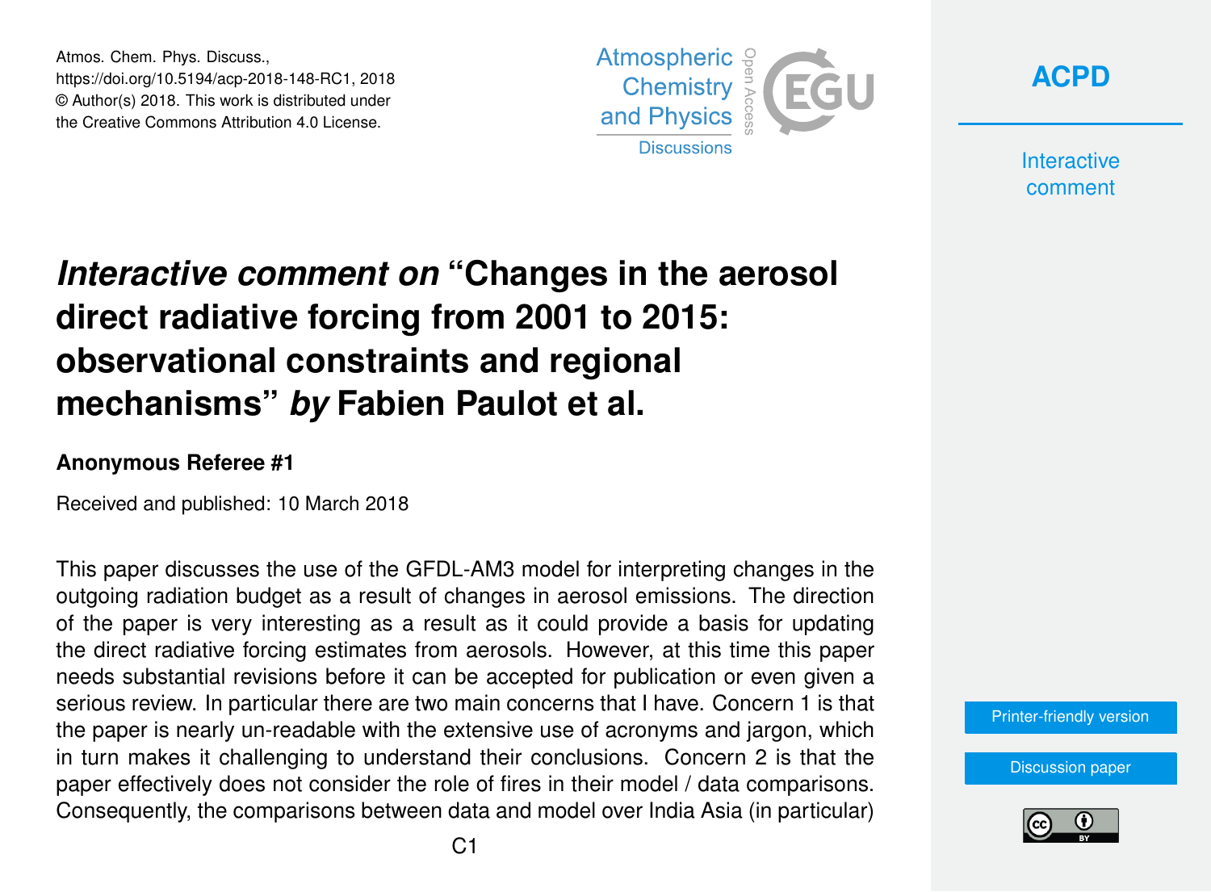Atmos. Chem. Phys. Discuss.,
https://doi.org/10.5194/acp-2018-148-RC1, 2018
© Author(s) 2018. This work is distributed under
the Creative Commons Attribution 4.0 License.

# *Interactive comment on* "Changes in the aerosol direct radiative forcing from 2001 to 2015: observational constraints and regional mechanisms" *by* Fabien Paulot et al.

### Anonymous Referee #1

Received and published: 10 March 2018

This paper discusses the use of the GFDL-AM3 model for interpreting changes in the outgoing radiation budget as a result of changes in aerosol emissions. The direction of the paper is very interesting as a result as it could provide a basis for updating the direct radiative forcing estimates from aerosols. However, at this time this paper needs substantial revisions before it can be accepted for publication or even given a serious review. In particular there are two main concerns that I have. Concern 1 is that the paper is nearly un-readable with the extensive use of acronyms and jargon, which in turn makes it challenging to understand their conclusions. Concern 2 is that the paper effectively does not consider the role of fires in their model / data comparisons. Consequently, the comparisons between data and model over India Asia (in particular)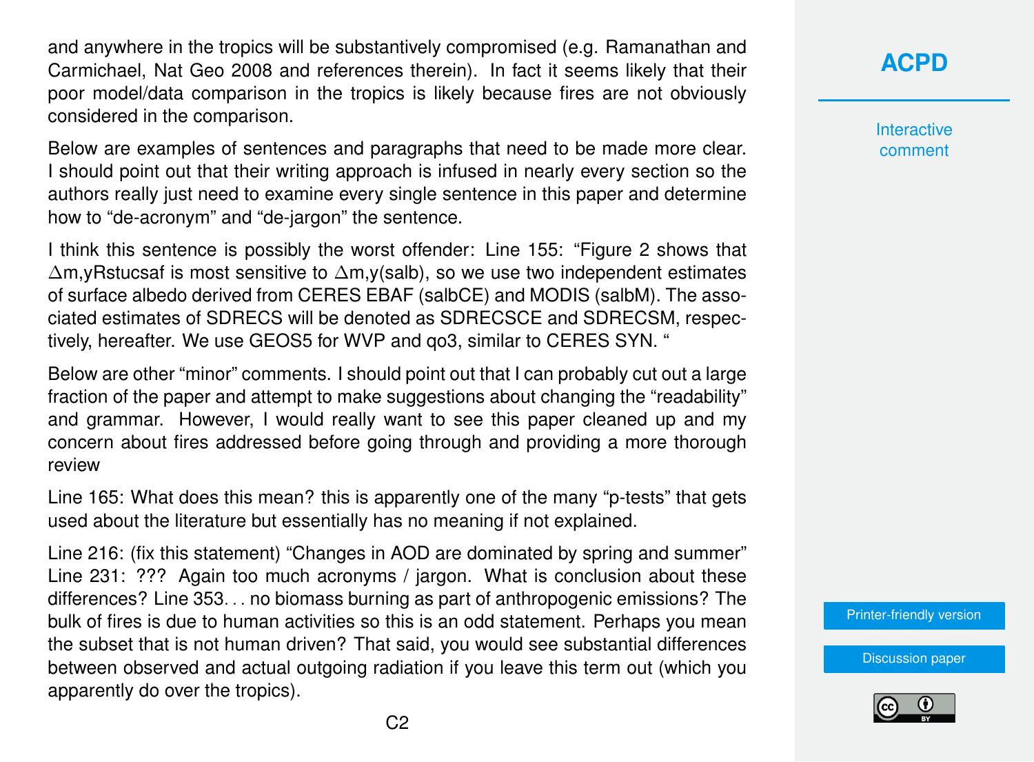and anywhere in the tropics will be substantively compromised (e.g. Ramanathan and Carmichael, Nat Geo 2008 and references therein). In fact it seems likely that their poor model/data comparison in the tropics is likely because fires are not obviously considered in the comparison.

Below are examples of sentences and paragraphs that need to be made more clear. I should point out that their writing approach is infused in nearly every section so the authors really just need to examine every single sentence in this paper and determine how to “de-acronym” and “de-jargon” the sentence.

I think this sentence is possibly the worst offender: Line 155: “Figure 2 shows that $\Delta$m,yRstucsaf is most sensitive to $\Delta$m,y(salb), so we use two independent estimates of surface albedo derived from CERES EBAF (salbCE) and MODIS (salbM). The associated estimates of SDRECS will be denoted as SDRECSCE and SDRECSM, respectively, hereafter. We use GEOS5 for WVP and qo3, similar to CERES SYN. “

Below are other “minor” comments. I should point out that I can probably cut out a large fraction of the paper and attempt to make suggestions about changing the “readability” and grammar. However, I would really want to see this paper cleaned up and my concern about fires addressed before going through and providing a more thorough review

Line 165: What does this mean? this is apparently one of the many “p-tests” that gets used about the literature but essentially has no meaning if not explained.

Line 216: (fix this statement) “Changes in AOD are dominated by spring and summer” Line 231: ??? Again too much acronyms / jargon. What is conclusion about these differences? Line 353. . . no biomass burning as part of anthropogenic emissions? The bulk of fires is due to human activities so this is an odd statement. Perhaps you mean the subset that is not human driven? That said, you would see substantial differences between observed and actual outgoing radiation if you leave this term out (which you apparently do over the tropics).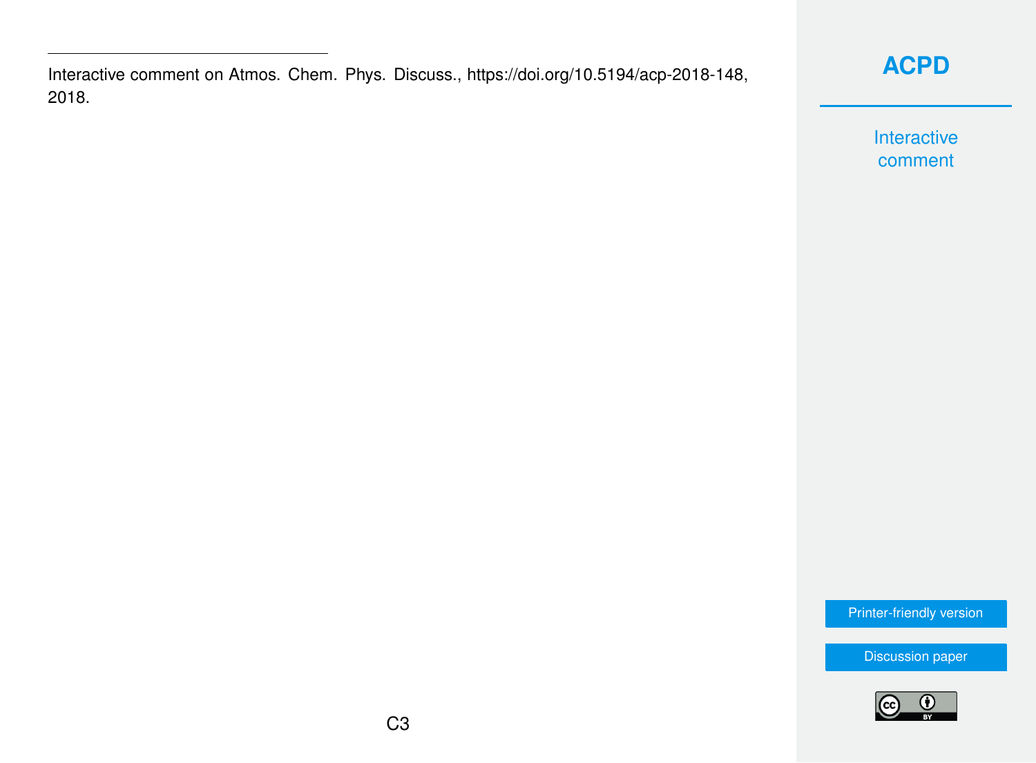Interactive comment on Atmos. Chem. Phys. Discuss., https://doi.org/10.5194/acp-2018-148, 2018.